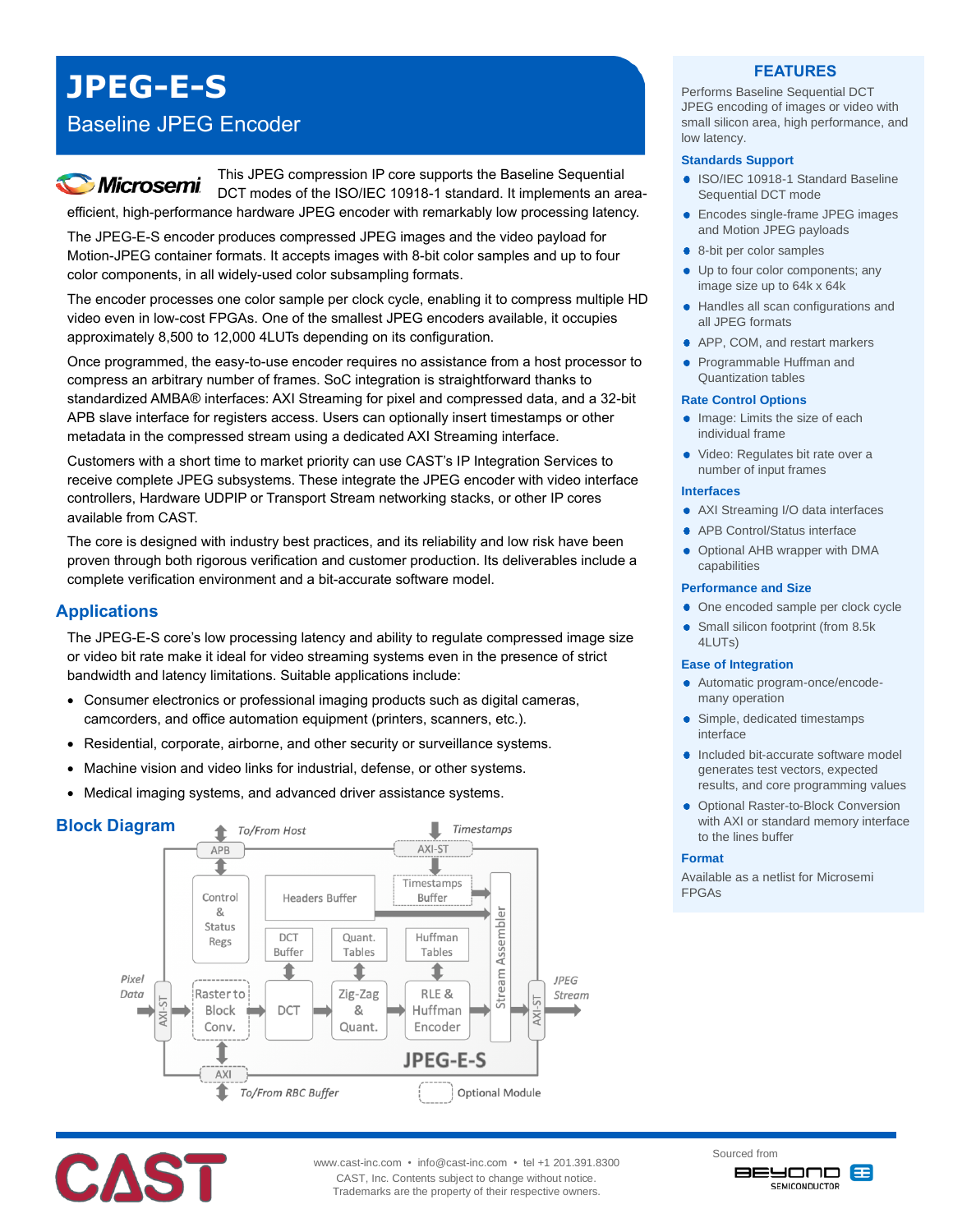# JPEG-E-S

## Baseline JPEG Encoder

This JPEG compression IP core supports the Baseline Sequential DCT modes of the ISO/IEC 10918-1 standard. It implements an area-efficient, high-performance hardware JPEG encoder with remarkably low processing latency.

The JPEG-E-S encoder produces compressed JPEG images and the video payload for Motion-JPEG container formats. It accepts images with 8-bit color samples and up to four color components, in all widely-used color subsampling formats.

The encoder processes one color sample per clock cycle, enabling it to compress multiple HD video even in low-cost FPGAs. One of the smallest JPEG encoders available, it occupies approximately 8,500 to 12,000 4LUTs depending on its configuration.

Once programmed, the easy-to-use encoder requires no assistance from a host processor to compress an arbitrary number of frames. SoC integration is straightforward thanks to standardized AMBA® interfaces: AXI Streaming for pixel and compressed data, and a 32-bit APB slave interface for registers access. Users can optionally insert timestamps or other metadata in the compressed stream using a dedicated AXI Streaming interface.

Customers with a short time to market priority can use CAST's IP Integration Services to receive complete JPEG subsystems. These integrate the JPEG encoder with video interface controllers, Hardware UDPIP or Transport Stream networking stacks, or other IP cores available from CAST.

The core is designed with industry best practices, and its reliability and low risk have been proven through both rigorous verification and customer production. Its deliverables include a complete verification environment and a bit-accurate software model.

## Applications

The JPEG-E-S core's low processing latency and ability to regulate compressed image size or video bit rate make it ideal for video streaming systems even in the presence of strict bandwidth and latency limitations. Suitable applications include:

- Consumer electronics or professional imaging products such as digital cameras, camcorders, and office automation equipment (printers, scanners, etc.).
- Residential, corporate, airborne, and other security or surveillance systems.
- Machine vision and video links for industrial, defense, or other systems.
- Medical imaging systems, and advanced driver assistance systems.

## Block Diagram

To/From Host · APB · Timestamps · AXI-ST · Control & Status Regs · Headers Buffer · Timestamps Buffer · DCT Buffer · Quant. Tables · Huffman Tables · Stream Assembler · Pixel Data · AXI-ST · Raster to Block Conv. · DCT · Zig-Zag & Quant. · RLE & Huffman Encoder · AXI-ST · JPEG Stream · JPEG-E-S · AXI · To/From RBC Buffer · Optional Module

## FEATURES

Performs Baseline Sequential DCT JPEG encoding of images or video with small silicon area, high performance, and low latency.

### Standards Support

- ISO/IEC 10918-1 Standard Baseline Sequential DCT mode
- Encodes single-frame JPEG images and Motion JPEG payloads
- 8-bit per color samples
- Up to four color components; any image size up to 64k x 64k
- Handles all scan configurations and all JPEG formats
- APP, COM, and restart markers
- Programmable Huffman and Quantization tables

### Rate Control Options

- Image: Limits the size of each individual frame
- Video: Regulates bit rate over a number of input frames

### Interfaces

- AXI Streaming I/O data interfaces
- APB Control/Status interface
- Optional AHB wrapper with DMA capabilities

### Performance and Size

- One encoded sample per clock cycle
- Small silicon footprint (from 8.5k 4LUTs)

### Ease of Integration

- Automatic program-once/encode-many operation
- Simple, dedicated timestamps interface
- Included bit-accurate software model generates test vectors, expected results, and core programming values
- Optional Raster-to-Block Conversion with AXI or standard memory interface to the lines buffer

### Format

Available as a netlist for Microsemi FPGAs

www.cast-inc.com • info@cast-inc.com • tel +1 201.391.8300
CAST, Inc. Contents subject to change without notice.
Trademarks are the property of their respective owners.

Sourced from BEYOND SEMICONDUCTOR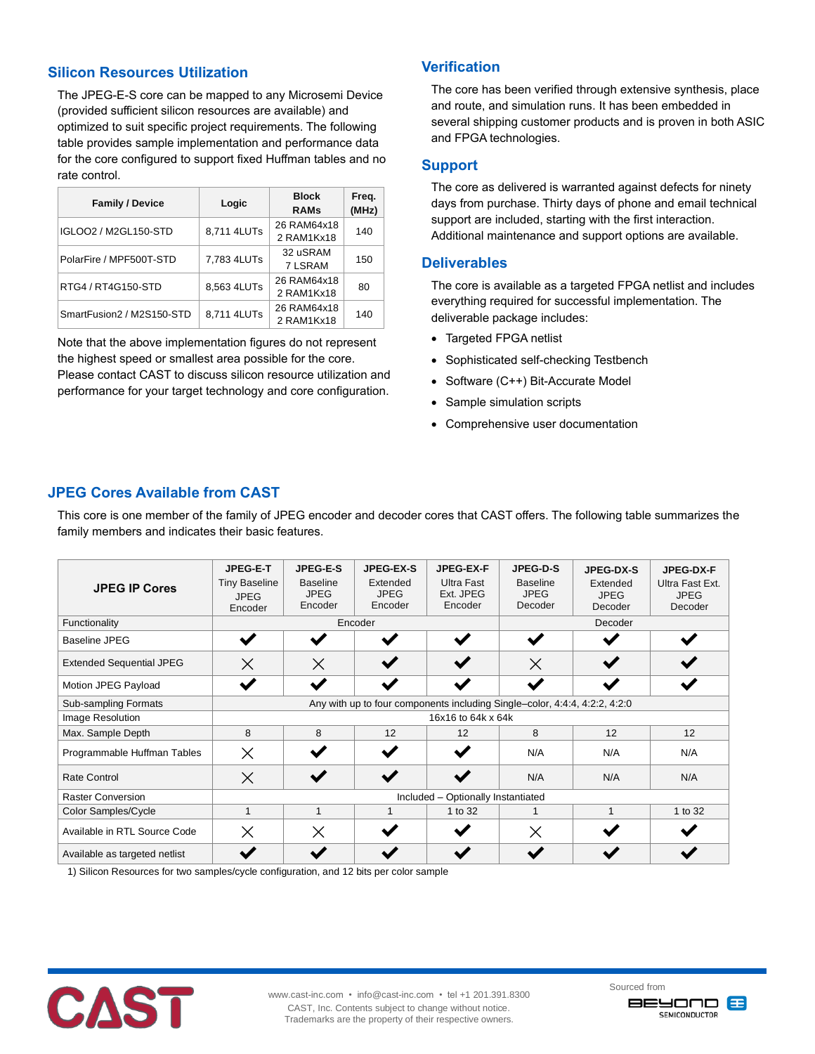## Silicon Resources Utilization

The JPEG-E-S core can be mapped to any Microsemi Device (provided sufficient silicon resources are available) and optimized to suit specific project requirements. The following table provides sample implementation and performance data for the core configured to support fixed Huffman tables and no rate control.

| Family / Device | Logic | Block RAMs | Freq. (MHz) |
|---|---|---|---|
| IGLOO2 / M2GL150-STD | 8,711 4LUTs | 26 RAM64x18 2 RAM1Kx18 | 140 |
| PolarFire / MPF500T-STD | 7,783 4LUTs | 32 uSRAM 7 LSRAM | 150 |
| RTG4 / RT4G150-STD | 8,563 4LUTs | 26 RAM64x18 2 RAM1Kx18 | 80 |
| SmartFusion2 / M2S150-STD | 8,711 4LUTs | 26 RAM64x18 2 RAM1Kx18 | 140 |

Note that the above implementation figures do not represent the highest speed or smallest area possible for the core. Please contact CAST to discuss silicon resource utilization and performance for your target technology and core configuration.

## Verification

The core has been verified through extensive synthesis, place and route, and simulation runs. It has been embedded in several shipping customer products and is proven in both ASIC and FPGA technologies.

## Support

The core as delivered is warranted against defects for ninety days from purchase. Thirty days of phone and email technical support are included, starting with the first interaction. Additional maintenance and support options are available.

## Deliverables

The core is available as a targeted FPGA netlist and includes everything required for successful implementation. The deliverable package includes:

- Targeted FPGA netlist
- Sophisticated self-checking Testbench
- Software (C++) Bit-Accurate Model
- Sample simulation scripts
- Comprehensive user documentation

## JPEG Cores Available from CAST

This core is one member of the family of JPEG encoder and decoder cores that CAST offers. The following table summarizes the family members and indicates their basic features.

| JPEG IP Cores | JPEG-E-T Tiny Baseline JPEG Encoder | JPEG-E-S Baseline JPEG Encoder | JPEG-EX-S Extended JPEG Encoder | JPEG-EX-F Ultra Fast Ext. JPEG Encoder | JPEG-D-S Baseline JPEG Decoder | JPEG-DX-S Extended JPEG Decoder | JPEG-DX-F Ultra Fast Ext. JPEG Decoder |
|---|---|---|---|---|---|---|---|
| Functionality | Encoder | | | | Decoder | | |
| Baseline JPEG | ✔ | ✔ | ✔ | ✔ | ✔ | ✔ | ✔ |
| Extended Sequential JPEG | ✕ | ✕ | ✔ | ✔ | ✕ | ✔ | ✔ |
| Motion JPEG Payload | ✔ | ✔ | ✔ | ✔ | ✔ | ✔ | ✔ |
| Sub-sampling Formats | Any with up to four components including Single–color, 4:4:4, 4:2:2, 4:2:0 | | | | | | |
| Image Resolution | 16x16 to 64k x 64k | | | | | | |
| Max. Sample Depth | 8 | 8 | 12 | 12 | 8 | 12 | 12 |
| Programmable Huffman Tables | ✕ | ✔ | ✔ | ✔ | N/A | N/A | N/A |
| Rate Control | ✕ | ✔ | ✔ | ✔ | N/A | N/A | N/A |
| Raster Conversion | Included – Optionally Instantiated | | | | | | |
| Color Samples/Cycle | 1 | 1 | 1 | 1 to 32 | 1 | 1 | 1 to 32 |
| Available in RTL Source Code | ✕ | ✕ | ✔ | ✔ | ✕ | ✔ | ✔ |
| Available as targeted netlist | ✔ | ✔ | ✔ | ✔ | ✔ | ✔ | ✔ |

1) Silicon Resources for two samples/cycle configuration, and 12 bits per color sample

CAST

www.cast-inc.com • info@cast-inc.com • tel +1 201.391.8300
CAST, Inc. Contents subject to change without notice.
Trademarks are the property of their respective owners.

Sourced from BEYOND SEMICONDUCTOR